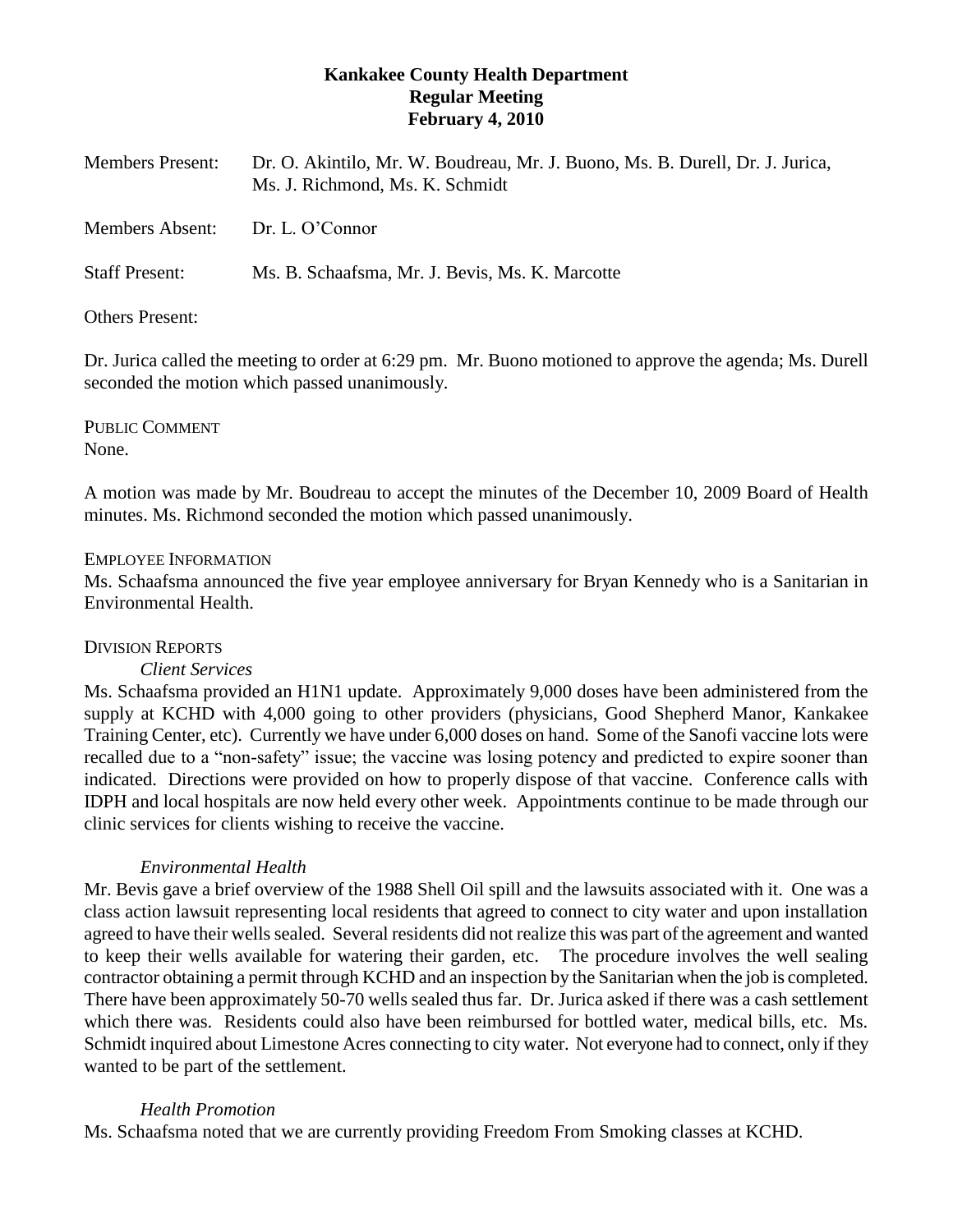**Kankakee County Health Department**
**Regular Meeting**
**February 4, 2010**

Members Present: Dr. O. Akintilo, Mr. W. Boudreau, Mr. J. Buono, Ms. B. Durell, Dr. J. Jurica, Ms. J. Richmond, Ms. K. Schmidt

Members Absent: Dr. L. O'Connor

Staff Present: Ms. B. Schaafsma, Mr. J. Bevis, Ms. K. Marcotte

Others Present:

Dr. Jurica called the meeting to order at 6:29 pm. Mr. Buono motioned to approve the agenda; Ms. Durell seconded the motion which passed unanimously.

PUBLIC COMMENT
None.

A motion was made by Mr. Boudreau to accept the minutes of the December 10, 2009 Board of Health minutes. Ms. Richmond seconded the motion which passed unanimously.

EMPLOYEE INFORMATION
Ms. Schaafsma announced the five year employee anniversary for Bryan Kennedy who is a Sanitarian in Environmental Health.

DIVISION REPORTS

*Client Services*

Ms. Schaafsma provided an H1N1 update. Approximately 9,000 doses have been administered from the supply at KCHD with 4,000 going to other providers (physicians, Good Shepherd Manor, Kankakee Training Center, etc). Currently we have under 6,000 doses on hand. Some of the Sanofi vaccine lots were recalled due to a "non-safety" issue; the vaccine was losing potency and predicted to expire sooner than indicated. Directions were provided on how to properly dispose of that vaccine. Conference calls with IDPH and local hospitals are now held every other week. Appointments continue to be made through our clinic services for clients wishing to receive the vaccine.

*Environmental Health*

Mr. Bevis gave a brief overview of the 1988 Shell Oil spill and the lawsuits associated with it. One was a class action lawsuit representing local residents that agreed to connect to city water and upon installation agreed to have their wells sealed. Several residents did not realize this was part of the agreement and wanted to keep their wells available for watering their garden, etc. The procedure involves the well sealing contractor obtaining a permit through KCHD and an inspection by the Sanitarian when the job is completed. There have been approximately 50-70 wells sealed thus far. Dr. Jurica asked if there was a cash settlement which there was. Residents could also have been reimbursed for bottled water, medical bills, etc. Ms. Schmidt inquired about Limestone Acres connecting to city water. Not everyone had to connect, only if they wanted to be part of the settlement.

*Health Promotion*

Ms. Schaafsma noted that we are currently providing Freedom From Smoking classes at KCHD.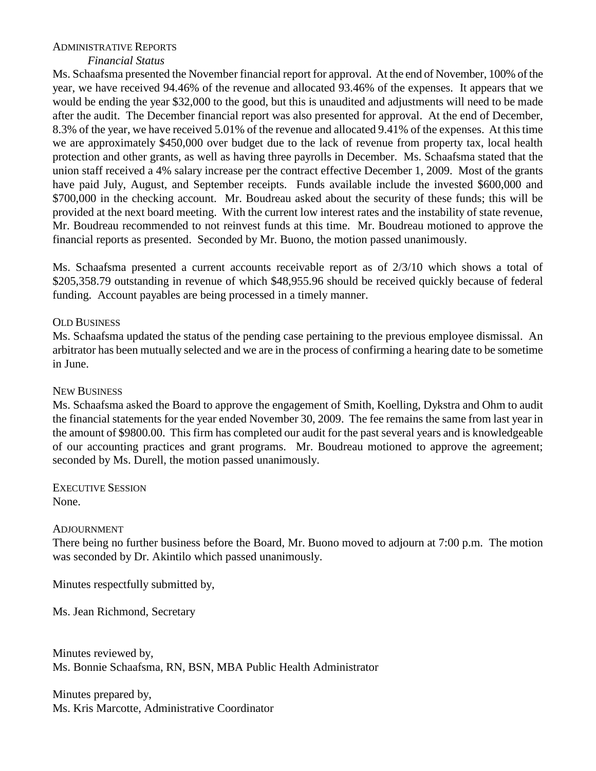## Administrative Reports

### *Financial Status*

Ms. Schaafsma presented the November financial report for approval. At the end of November, 100% of the year, we have received 94.46% of the revenue and allocated 93.46% of the expenses. It appears that we would be ending the year $32,000 to the good, but this is unaudited and adjustments will need to be made after the audit. The December financial report was also presented for approval. At the end of December, 8.3% of the year, we have received 5.01% of the revenue and allocated 9.41% of the expenses. At this time we are approximately $450,000 over budget due to the lack of revenue from property tax, local health protection and other grants, as well as having three payrolls in December. Ms. Schaafsma stated that the union staff received a 4% salary increase per the contract effective December 1, 2009. Most of the grants have paid July, August, and September receipts. Funds available include the invested $600,000 and $700,000 in the checking account. Mr. Boudreau asked about the security of these funds; this will be provided at the next board meeting. With the current low interest rates and the instability of state revenue, Mr. Boudreau recommended to not reinvest funds at this time. Mr. Boudreau motioned to approve the financial reports as presented. Seconded by Mr. Buono, the motion passed unanimously.

Ms. Schaafsma presented a current accounts receivable report as of 2/3/10 which shows a total of $205,358.79 outstanding in revenue of which $48,955.96 should be received quickly because of federal funding. Account payables are being processed in a timely manner.

## Old Business

Ms. Schaafsma updated the status of the pending case pertaining to the previous employee dismissal. An arbitrator has been mutually selected and we are in the process of confirming a hearing date to be sometime in June.

## New Business

Ms. Schaafsma asked the Board to approve the engagement of Smith, Koelling, Dykstra and Ohm to audit the financial statements for the year ended November 30, 2009. The fee remains the same from last year in the amount of $9800.00. This firm has completed our audit for the past several years and is knowledgeable of our accounting practices and grant programs. Mr. Boudreau motioned to approve the agreement; seconded by Ms. Durell, the motion passed unanimously.

## Executive Session

None.

## Adjournment

There being no further business before the Board, Mr. Buono moved to adjourn at 7:00 p.m. The motion was seconded by Dr. Akintilo which passed unanimously.

Minutes respectfully submitted by,

Ms. Jean Richmond, Secretary

Minutes reviewed by,
Ms. Bonnie Schaafsma, RN, BSN, MBA Public Health Administrator

Minutes prepared by,
Ms. Kris Marcotte, Administrative Coordinator